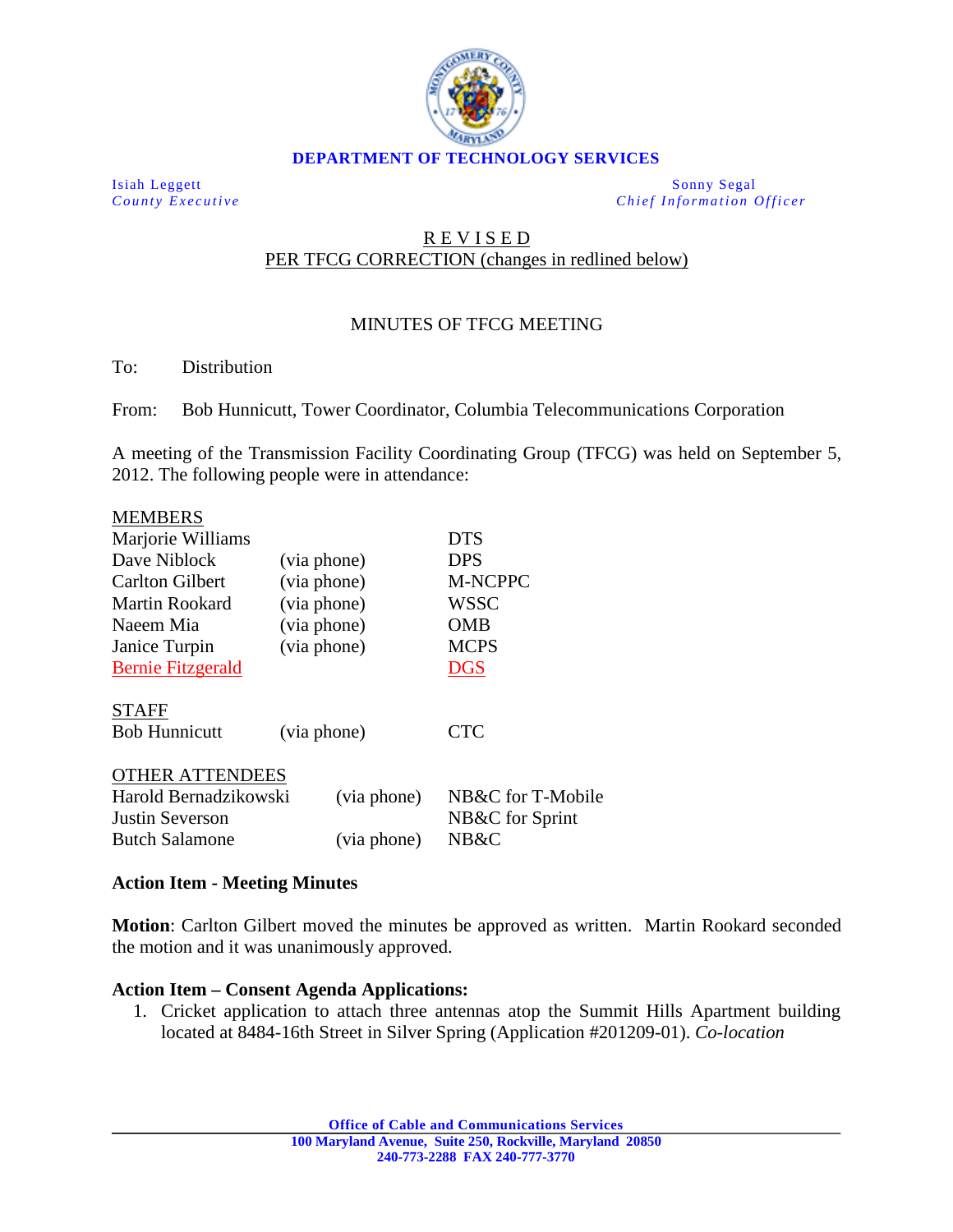**DEPARTMENT OF TECHNOLOGY SERVICES**

Isiah Leggett
*County Executive*

Sonny Segal
*Chief Information Officer*

R E V I S E D
PER TFCG CORRECTION (changes in redlined below)

MINUTES OF TFCG MEETING

To: Distribution

From: Bob Hunnicutt, Tower Coordinator, Columbia Telecommunications Corporation

A meeting of the Transmission Facility Coordinating Group (TFCG) was held on September 5, 2012. The following people were in attendance:

MEMBERS

| | | |
|---|---|---|
| Marjorie Williams | | DTS |
| Dave Niblock | (via phone) | DPS |
| Carlton Gilbert | (via phone) | M-NCPPC |
| Martin Rookard | (via phone) | WSSC |
| Naeem Mia | (via phone) | OMB |
| Janice Turpin | (via phone) | MCPS |
| Bernie Fitzgerald | | DGS |

STAFF

| | | |
|---|---|---|
| Bob Hunnicutt | (via phone) | CTC |

OTHER ATTENDEES

| | | |
|---|---|---|
| Harold Bernadzikowski | (via phone) | NB&C for T-Mobile |
| Justin Severson | | NB&C for Sprint |
| Butch Salamone | (via phone) | NB&C |

**Action Item - Meeting Minutes**

**Motion**: Carlton Gilbert moved the minutes be approved as written. Martin Rookard seconded the motion and it was unanimously approved.

**Action Item – Consent Agenda Applications:**

1. Cricket application to attach three antennas atop the Summit Hills Apartment building located at 8484-16th Street in Silver Spring (Application #201209-01). *Co-location*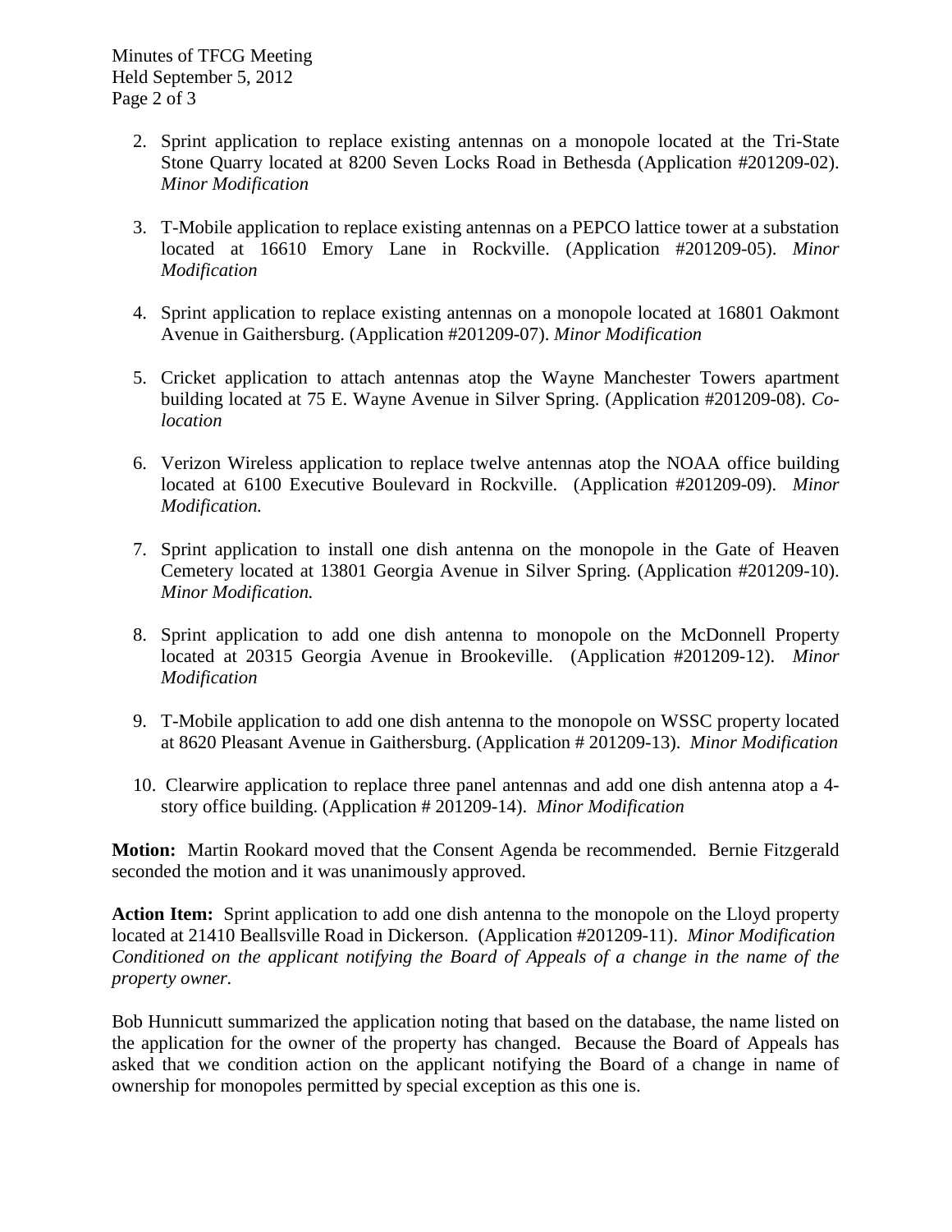2. Sprint application to replace existing antennas on a monopole located at the Tri-State Stone Quarry located at 8200 Seven Locks Road in Bethesda (Application #201209-02). *Minor Modification*

3. T-Mobile application to replace existing antennas on a PEPCO lattice tower at a substation located at 16610 Emory Lane in Rockville. (Application #201209-05). *Minor Modification*

4. Sprint application to replace existing antennas on a monopole located at 16801 Oakmont Avenue in Gaithersburg. (Application #201209-07). *Minor Modification*

5. Cricket application to attach antennas atop the Wayne Manchester Towers apartment building located at 75 E. Wayne Avenue in Silver Spring. (Application #201209-08). *Co-location*

6. Verizon Wireless application to replace twelve antennas atop the NOAA office building located at 6100 Executive Boulevard in Rockville. (Application #201209-09). *Minor Modification.*

7. Sprint application to install one dish antenna on the monopole in the Gate of Heaven Cemetery located at 13801 Georgia Avenue in Silver Spring. (Application #201209-10). *Minor Modification.*

8. Sprint application to add one dish antenna to monopole on the McDonnell Property located at 20315 Georgia Avenue in Brookeville. (Application #201209-12). *Minor Modification*

9. T-Mobile application to add one dish antenna to the monopole on WSSC property located at 8620 Pleasant Avenue in Gaithersburg. (Application # 201209-13). *Minor Modification*

10. Clearwire application to replace three panel antennas and add one dish antenna atop a 4-story office building. (Application # 201209-14). *Minor Modification*

**Motion:** Martin Rookard moved that the Consent Agenda be recommended. Bernie Fitzgerald seconded the motion and it was unanimously approved.

**Action Item:** Sprint application to add one dish antenna to the monopole on the Lloyd property located at 21410 Beallsville Road in Dickerson. (Application #201209-11). *Minor Modification Conditioned on the applicant notifying the Board of Appeals of a change in the name of the property owner.*

Bob Hunnicutt summarized the application noting that based on the database, the name listed on the application for the owner of the property has changed. Because the Board of Appeals has asked that we condition action on the applicant notifying the Board of a change in name of ownership for monopoles permitted by special exception as this one is.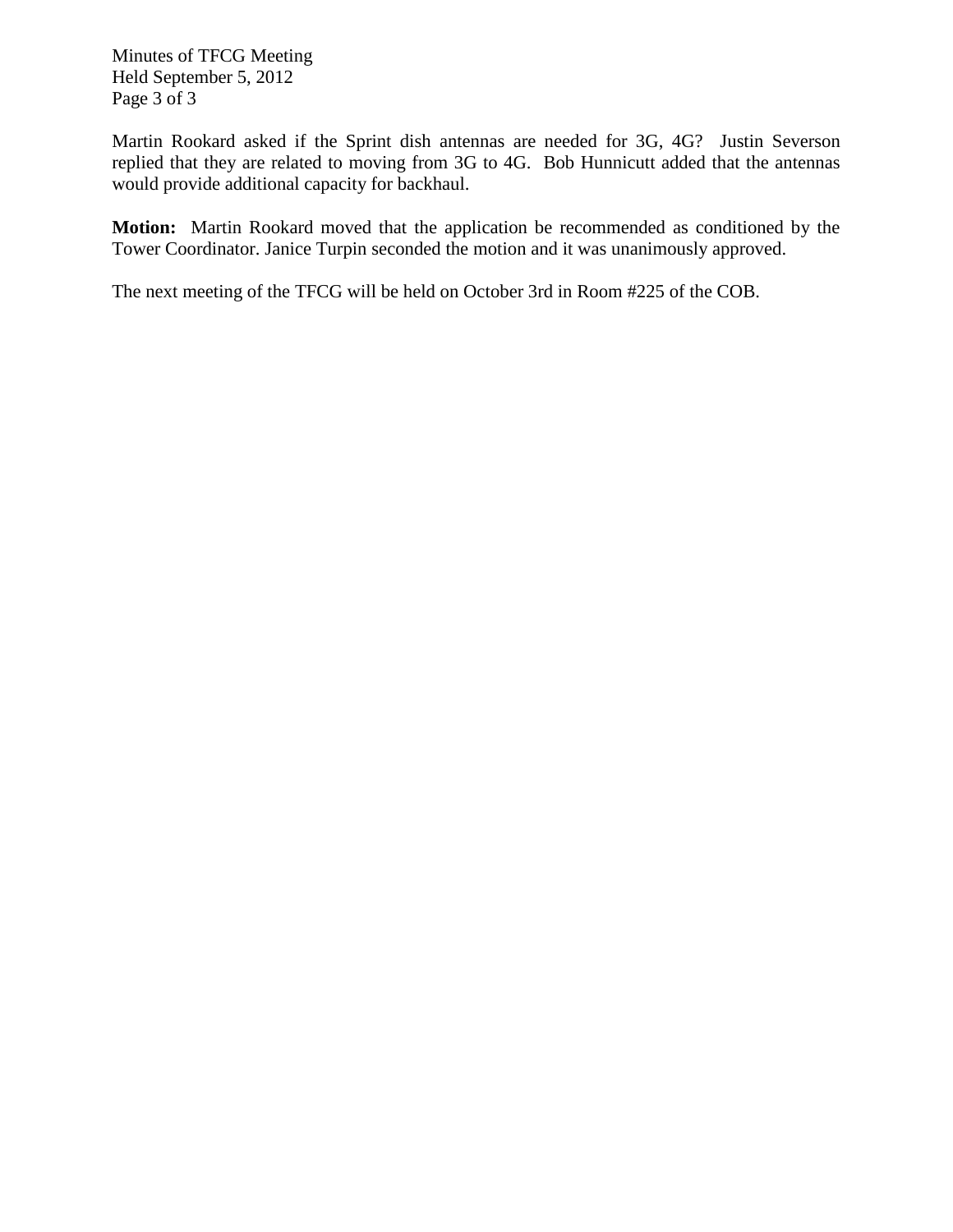Martin Rookard asked if the Sprint dish antennas are needed for 3G, 4G? Justin Severson replied that they are related to moving from 3G to 4G. Bob Hunnicutt added that the antennas would provide additional capacity for backhaul.

**Motion:** Martin Rookard moved that the application be recommended as conditioned by the Tower Coordinator. Janice Turpin seconded the motion and it was unanimously approved.

The next meeting of the TFCG will be held on October 3rd in Room #225 of the COB.